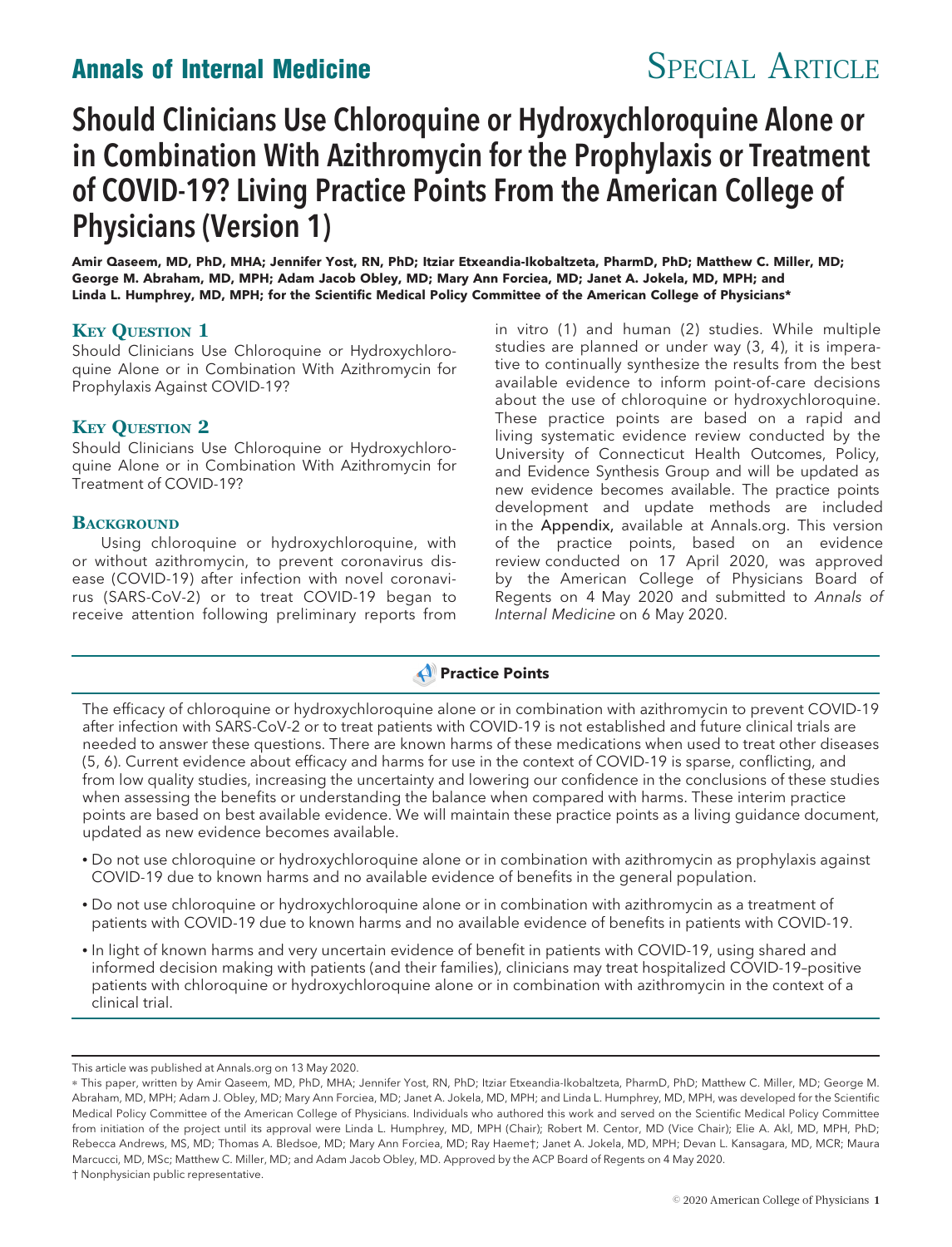Annals of Internal Medicine — Special Article

# Should Clinicians Use Chloroquine or Hydroxychloroquine Alone or in Combination With Azithromycin for the Prophylaxis or Treatment of COVID-19? Living Practice Points From the American College of Physicians (Version 1)

**Amir Qaseem, MD, PhD, MHA; Jennifer Yost, RN, PhD; Itziar Etxeandia-Ikobaltzeta, PharmD, PhD; Matthew C. Miller, MD; George M. Abraham, MD, MPH; Adam Jacob Obley, MD; Mary Ann Forciea, MD; Janet A. Jokela, MD, MPH; and Linda L. Humphrey, MD, MPH; for the Scientific Medical Policy Committee of the American College of Physicians***

## Key Question 1

Should Clinicians Use Chloroquine or Hydroxychloroquine Alone or in Combination With Azithromycin for Prophylaxis Against COVID-19?

## Key Question 2

Should Clinicians Use Chloroquine or Hydroxychloroquine Alone or in Combination With Azithromycin for Treatment of COVID-19?

## Background

Using chloroquine or hydroxychloroquine, with or without azithromycin, to prevent coronavirus disease (COVID-19) after infection with novel coronavirus (SARS-CoV-2) or to treat COVID-19 began to receive attention following preliminary reports from in vitro (1) and human (2) studies. While multiple studies are planned or under way (3, 4), it is imperative to continually synthesize the results from the best available evidence to inform point-of-care decisions about the use of chloroquine or hydroxychloroquine. These practice points are based on a rapid and living systematic evidence review conducted by the University of Connecticut Health Outcomes, Policy, and Evidence Synthesis Group and will be updated as new evidence becomes available. The practice points development and update methods are included in the Appendix, available at Annals.org. This version of the practice points, based on an evidence review conducted on 17 April 2020, was approved by the American College of Physicians Board of Regents on 4 May 2020 and submitted to *Annals of Internal Medicine* on 6 May 2020.

## Practice Points

The efficacy of chloroquine or hydroxychloroquine alone or in combination with azithromycin to prevent COVID-19 after infection with SARS-CoV-2 or to treat patients with COVID-19 is not established and future clinical trials are needed to answer these questions. There are known harms of these medications when used to treat other diseases (5, 6). Current evidence about efficacy and harms for use in the context of COVID-19 is sparse, conflicting, and from low quality studies, increasing the uncertainty and lowering our confidence in the conclusions of these studies when assessing the benefits or understanding the balance when compared with harms. These interim practice points are based on best available evidence. We will maintain these practice points as a living guidance document, updated as new evidence becomes available.

- Do not use chloroquine or hydroxychloroquine alone or in combination with azithromycin as prophylaxis against COVID-19 due to known harms and no available evidence of benefits in the general population.
- Do not use chloroquine or hydroxychloroquine alone or in combination with azithromycin as a treatment of patients with COVID-19 due to known harms and no available evidence of benefits in patients with COVID-19.
- In light of known harms and very uncertain evidence of benefit in patients with COVID-19, using shared and informed decision making with patients (and their families), clinicians may treat hospitalized COVID-19–positive patients with chloroquine or hydroxychloroquine alone or in combination with azithromycin in the context of a clinical trial.

---

This article was published at Annals.org on 13 May 2020.

* This paper, written by Amir Qaseem, MD, PhD, MHA; Jennifer Yost, RN, PhD; Itziar Etxeandia-Ikobaltzeta, PharmD, PhD; Matthew C. Miller, MD; George M. Abraham, MD, MPH; Adam J. Obley, MD; Mary Ann Forciea, MD; Janet A. Jokela, MD, MPH; and Linda L. Humphrey, MD, MPH, was developed for the Scientific Medical Policy Committee of the American College of Physicians. Individuals who authored this work and served on the Scientific Medical Policy Committee from initiation of the project until its approval were Linda L. Humphrey, MD, MPH (Chair); Robert M. Centor, MD (Vice Chair); Elie A. Akl, MD, MPH, PhD; Rebecca Andrews, MS, MD; Thomas A. Bledsoe, MD; Mary Ann Forciea, MD; Ray Haeme†; Janet A. Jokela, MD, MPH; Devan L. Kansagara, MD, MCR; Maura Marcucci, MD, MSc; Matthew C. Miller, MD; and Adam Jacob Obley, MD. Approved by the ACP Board of Regents on 4 May 2020.

† Nonphysician public representative.

© 2020 American College of Physicians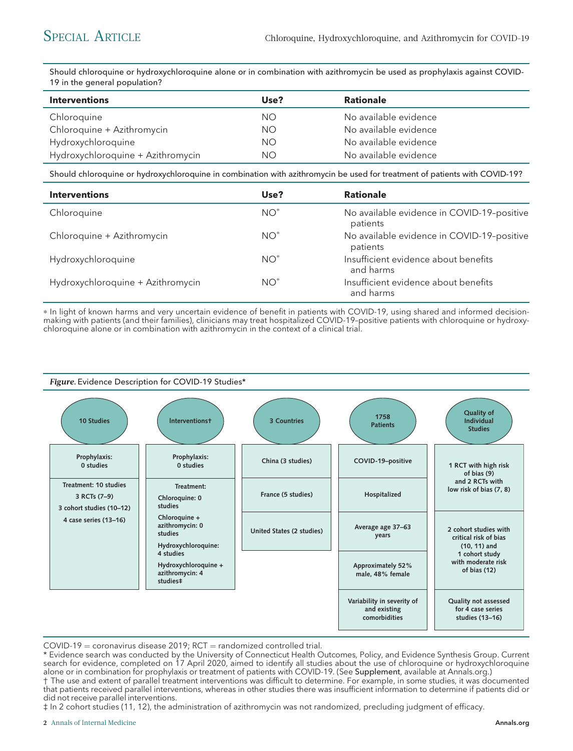Should chloroquine or hydroxychloroquine alone or in combination with azithromycin be used as prophylaxis against COVID-19 in the general population?

| Interventions | Use? | Rationale |
|---|---|---|
| Chloroquine | NO | No available evidence |
| Chloroquine + Azithromycin | NO | No available evidence |
| Hydroxychloroquine | NO | No available evidence |
| Hydroxychloroquine + Azithromycin | NO | No available evidence |

Should chloroquine or hydroxychloroquine in combination with azithromycin be used for treatment of patients with COVID-19?

| Interventions | Use? | Rationale |
|---|---|---|
| Chloroquine | NO* | No available evidence in COVID-19–positive patients |
| Chloroquine + Azithromycin | NO* | No available evidence in COVID-19–positive patients |
| Hydroxychloroquine | NO* | Insufficient evidence about benefits and harms |
| Hydroxychloroquine + Azithromycin | NO* | Insufficient evidence about benefits and harms |

* In light of known harms and very uncertain evidence of benefit in patients with COVID-19, using shared and informed decision-making with patients (and their families), clinicians may treat hospitalized COVID-19–positive patients with chloroquine or hydroxychloroquine alone or in combination with azithromycin in the context of a clinical trial.

***Figure.*** Evidence Description for COVID-19 Studies*

| 10 Studies | Interventions† | 3 Countries | 1758 Patients | Quality of Individual Studies |
|---|---|---|---|---|
| Prophylaxis: 0 studies | Prophylaxis: 0 studies | China (3 studies) | COVID-19–positive | 1 RCT with high risk of bias (9) and 2 RCTs with low risk of bias (7, 8) |
| Treatment: 10 studies<br>3 RCTs (7–9)<br>3 cohort studies (10–12)<br>4 case series (13–16) | Treatment:<br>Chloroquine: 0 studies<br>Chloroquine + azithromycin: 0 studies<br>Hydroxychloroquine: 4 studies<br>Hydroxychloroquine + azithromycin: 4 studies‡ | France (5 studies) | Hospitalized | 2 cohort studies with critical risk of bias (10, 11) and 1 cohort study with moderate risk of bias (12) |
| | | United States (2 studies) | Average age 37–63 years | |
| | | | Approximately 52% male, 48% female | |
| | | | Variability in severity of and existing comorbidities | Quality not assessed for 4 case series studies (13–16) |

COVID-19 = coronavirus disease 2019; RCT = randomized controlled trial.

* Evidence search was conducted by the University of Connecticut Health Outcomes, Policy, and Evidence Synthesis Group. Current search for evidence, completed on 17 April 2020, aimed to identify all studies about the use of chloroquine or hydroxychloroquine alone or in combination for prophylaxis or treatment of patients with COVID-19. (See Supplement, available at Annals.org.)

† The use and extent of parallel treatment interventions was difficult to determine. For example, in some studies, it was documented that patients received parallel interventions, whereas in other studies there was insufficient information to determine if patients did or did not receive parallel interventions.

‡ In 2 cohort studies (11, 12), the administration of azithromycin was not randomized, precluding judgment of efficacy.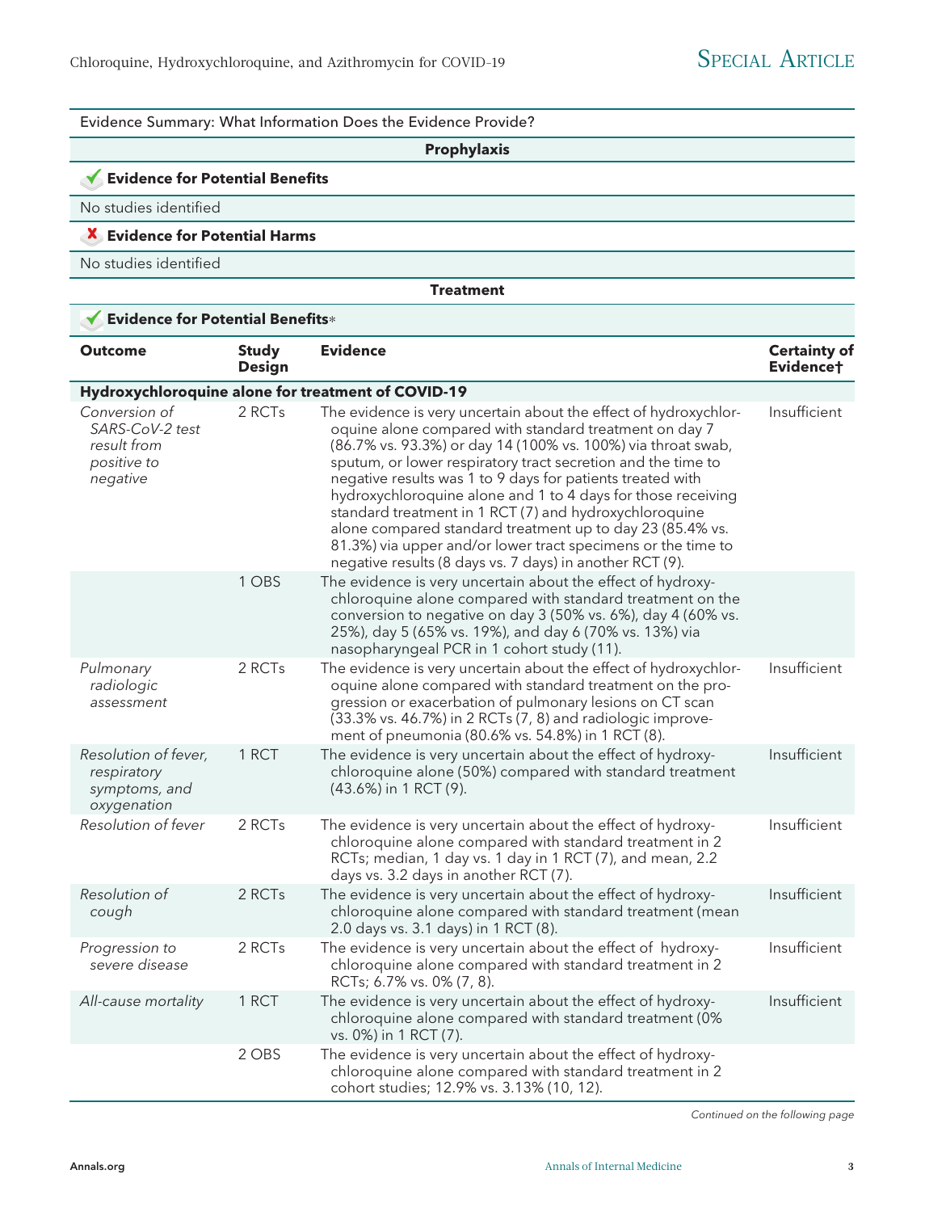Evidence Summary: What Information Does the Evidence Provide?

**Prophylaxis**

**Evidence for Potential Benefits**

No studies identified

**Evidence for Potential Harms**

No studies identified

**Treatment**

**Evidence for Potential Benefits***

| Outcome | Study Design | Evidence | Certainty of Evidence† |
|---|---|---|---|
| **Hydroxychloroquine alone for treatment of COVID-19** | | | |
| *Conversion of SARS-CoV-2 test result from positive to negative* | 2 RCTs | The evidence is very uncertain about the effect of hydroxychloroquine alone compared with standard treatment on day 7 (86.7% vs. 93.3%) or day 14 (100% vs. 100%) via throat swab, sputum, or lower respiratory tract secretion and the time to negative results was 1 to 9 days for patients treated with hydroxychloroquine alone and 1 to 4 days for those receiving standard treatment in 1 RCT (7) and hydroxychloroquine alone compared standard treatment up to day 23 (85.4% vs. 81.3%) via upper and/or lower tract specimens or the time to negative results (8 days vs. 7 days) in another RCT (9). | Insufficient |
| | 1 OBS | The evidence is very uncertain about the effect of hydroxychloroquine alone compared with standard treatment on the conversion to negative on day 3 (50% vs. 6%), day 4 (60% vs. 25%), day 5 (65% vs. 19%), and day 6 (70% vs. 13%) via nasopharyngeal PCR in 1 cohort study (11). | |
| *Pulmonary radiologic assessment* | 2 RCTs | The evidence is very uncertain about the effect of hydroxychloroquine alone compared with standard treatment on the progression or exacerbation of pulmonary lesions on CT scan (33.3% vs. 46.7%) in 2 RCTs (7, 8) and radiologic improvement of pneumonia (80.6% vs. 54.8%) in 1 RCT (8). | Insufficient |
| *Resolution of fever, respiratory symptoms, and oxygenation* | 1 RCT | The evidence is very uncertain about the effect of hydroxychloroquine alone (50%) compared with standard treatment (43.6%) in 1 RCT (9). | Insufficient |
| *Resolution of fever* | 2 RCTs | The evidence is very uncertain about the effect of hydroxychloroquine alone compared with standard treatment in 2 RCTs; median, 1 day vs. 1 day in 1 RCT (7), and mean, 2.2 days vs. 3.2 days in another RCT (7). | Insufficient |
| *Resolution of cough* | 2 RCTs | The evidence is very uncertain about the effect of hydroxychloroquine alone compared with standard treatment (mean 2.0 days vs. 3.1 days) in 1 RCT (8). | Insufficient |
| *Progression to severe disease* | 2 RCTs | The evidence is very uncertain about the effect of hydroxychloroquine alone compared with standard treatment in 2 RCTs; 6.7% vs. 0% (7, 8). | Insufficient |
| *All-cause mortality* | 1 RCT | The evidence is very uncertain about the effect of hydroxychloroquine alone compared with standard treatment (0% vs. 0%) in 1 RCT (7). | Insufficient |
| | 2 OBS | The evidence is very uncertain about the effect of hydroxychloroquine alone compared with standard treatment in 2 cohort studies; 12.9% vs. 3.13% (10, 12). | |

*Continued on the following page*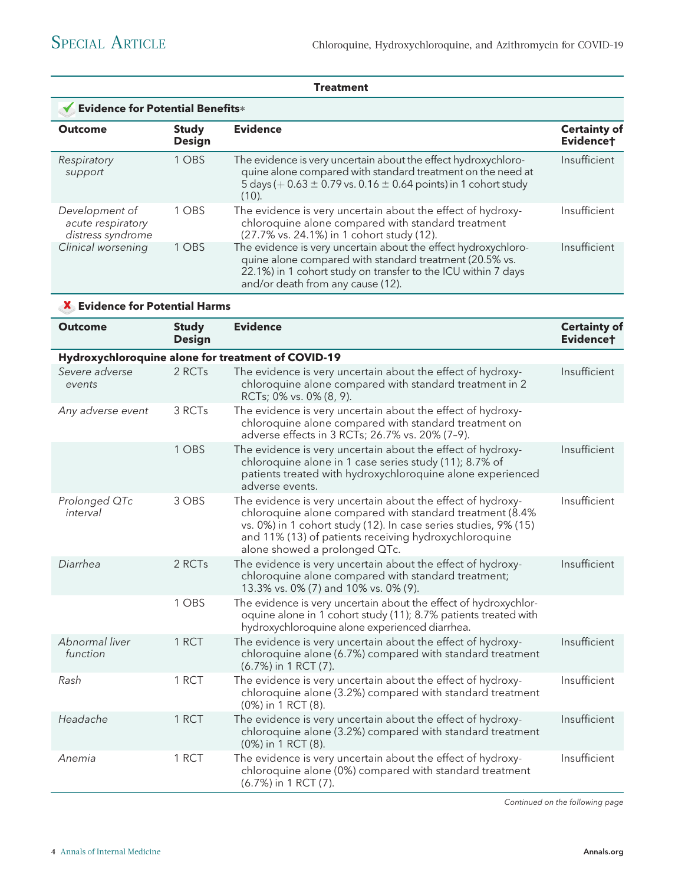**Treatment**

✔ **Evidence for Potential Benefits***

| Outcome | Study Design | Evidence | Certainty of Evidence† |
|---|---|---|---|
| *Respiratory support* | 1 OBS | The evidence is very uncertain about the effect hydroxychloroquine alone compared with standard treatment on the need at 5 days (+ 0.63 ± 0.79 vs. 0.16 ± 0.64 points) in 1 cohort study (10). | Insufficient |
| *Development of acute respiratory distress syndrome* | 1 OBS | The evidence is very uncertain about the effect of hydroxychloroquine alone compared with standard treatment (27.7% vs. 24.1%) in 1 cohort study (12). | Insufficient |
| *Clinical worsening* | 1 OBS | The evidence is very uncertain about the effect hydroxychloroquine alone compared with standard treatment (20.5% vs. 22.1%) in 1 cohort study on transfer to the ICU within 7 days and/or death from any cause (12). | Insufficient |

✘ **Evidence for Potential Harms**

| Outcome | Study Design | Evidence | Certainty of Evidence† |
|---|---|---|---|
| **Hydroxychloroquine alone for treatment of COVID-19** | | | |
| *Severe adverse events* | 2 RCTs | The evidence is very uncertain about the effect of hydroxychloroquine alone compared with standard treatment in 2 RCTs; 0% vs. 0% (8, 9). | Insufficient |
| *Any adverse event* | 3 RCTs | The evidence is very uncertain about the effect of hydroxychloroquine alone compared with standard treatment on adverse effects in 3 RCTs; 26.7% vs. 20% (7–9). | |
| | 1 OBS | The evidence is very uncertain about the effect of hydroxychloroquine alone in 1 case series study (11); 8.7% of patients treated with hydroxychloroquine alone experienced adverse events. | Insufficient |
| *Prolonged QTc interval* | 3 OBS | The evidence is very uncertain about the effect of hydroxychloroquine alone compared with standard treatment (8.4% vs. 0%) in 1 cohort study (12). In case series studies, 9% (15) and 11% (13) of patients receiving hydroxychloroquine alone showed a prolonged QTc. | Insufficient |
| *Diarrhea* | 2 RCTs | The evidence is very uncertain about the effect of hydroxychloroquine alone compared with standard treatment; 13.3% vs. 0% (7) and 10% vs. 0% (9). | Insufficient |
| | 1 OBS | The evidence is very uncertain about the effect of hydroxychloroquine alone in 1 cohort study (11); 8.7% patients treated with hydroxychloroquine alone experienced diarrhea. | |
| *Abnormal liver function* | 1 RCT | The evidence is very uncertain about the effect of hydroxychloroquine alone (6.7%) compared with standard treatment (6.7%) in 1 RCT (7). | Insufficient |
| *Rash* | 1 RCT | The evidence is very uncertain about the effect of hydroxychloroquine alone (3.2%) compared with standard treatment (0%) in 1 RCT (8). | Insufficient |
| *Headache* | 1 RCT | The evidence is very uncertain about the effect of hydroxychloroquine alone (3.2%) compared with standard treatment (0%) in 1 RCT (8). | Insufficient |
| *Anemia* | 1 RCT | The evidence is very uncertain about the effect of hydroxychloroquine alone (0%) compared with standard treatment (6.7%) in 1 RCT (7). | Insufficient |

*Continued on the following page*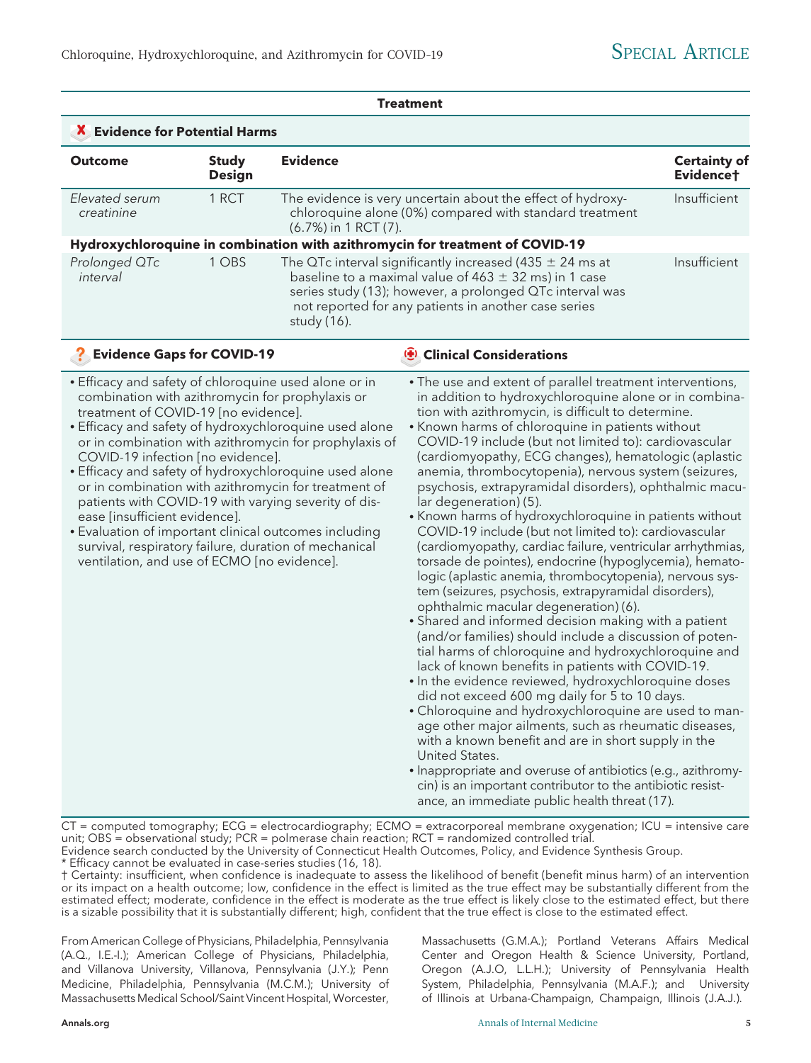**Treatment**

**Evidence for Potential Harms**

| Outcome | Study Design | Evidence | Certainty of Evidence† |
|---|---|---|---|
| *Elevated serum creatinine* | 1 RCT | The evidence is very uncertain about the effect of hydroxychloroquine alone (0%) compared with standard treatment (6.7%) in 1 RCT (7). | Insufficient |
| **Hydroxychloroquine in combination with azithromycin for treatment of COVID-19** | | | |
| *Prolonged QTc interval* | 1 OBS | The QTc interval significantly increased (435 ± 24 ms at baseline to a maximal value of 463 ± 32 ms) in 1 case series study (13); however, a prolonged QTc interval was not reported for any patients in another case series study (16). | Insufficient |

**Evidence Gaps for COVID-19**

- Efficacy and safety of chloroquine used alone or in combination with azithromycin for prophylaxis or treatment of COVID-19 [no evidence].
- Efficacy and safety of hydroxychloroquine used alone or in combination with azithromycin for prophylaxis of COVID-19 infection [no evidence].
- Efficacy and safety of hydroxychloroquine used alone or in combination with azithromycin for treatment of patients with COVID-19 with varying severity of disease [insufficient evidence].
- Evaluation of important clinical outcomes including survival, respiratory failure, duration of mechanical ventilation, and use of ECMO [no evidence].

**Clinical Considerations**

- The use and extent of parallel treatment interventions, in addition to hydroxychloroquine alone or in combination with azithromycin, is difficult to determine.
- Known harms of chloroquine in patients without COVID-19 include (but not limited to): cardiovascular (cardiomyopathy, ECG changes), hematologic (aplastic anemia, thrombocytopenia), nervous system (seizures, psychosis, extrapyramidal disorders), ophthalmic macular degeneration) (5).
- Known harms of hydroxychloroquine in patients without COVID-19 include (but not limited to): cardiovascular (cardiomyopathy, cardiac failure, ventricular arrhythmias, torsade de pointes), endocrine (hypoglycemia), hematologic (aplastic anemia, thrombocytopenia), nervous system (seizures, psychosis, extrapyramidal disorders), ophthalmic macular degeneration) (6).
- Shared and informed decision making with a patient (and/or families) should include a discussion of potential harms of chloroquine and hydroxychloroquine and lack of known benefits in patients with COVID-19.
- In the evidence reviewed, hydroxychloroquine doses did not exceed 600 mg daily for 5 to 10 days.
- Chloroquine and hydroxychloroquine are used to manage other major ailments, such as rheumatic diseases, with a known benefit and are in short supply in the United States.
- Inappropriate and overuse of antibiotics (e.g., azithromycin) is an important contributor to the antibiotic resistance, an immediate public health threat (17).

CT = computed tomography; ECG = electrocardiography; ECMO = extracorporeal membrane oxygenation; ICU = intensive care unit; OBS = observational study; PCR = polmerase chain reaction; RCT = randomized controlled trial.
Evidence search conducted by the University of Connecticut Health Outcomes, Policy, and Evidence Synthesis Group.
* Efficacy cannot be evaluated in case-series studies (16, 18).
† Certainty: insufficient, when confidence is inadequate to assess the likelihood of benefit (benefit minus harm) of an intervention or its impact on a health outcome; low, confidence in the effect is limited as the true effect may be substantially different from the estimated effect; moderate, confidence in the effect is moderate as the true effect is likely close to the estimated effect, but there is a sizable possibility that it is substantially different; high, confident that the true effect is close to the estimated effect.

From American College of Physicians, Philadelphia, Pennsylvania (A.Q., I.E.-I.); American College of Physicians, Philadelphia, and Villanova University, Villanova, Pennsylvania (J.Y.); Penn Medicine, Philadelphia, Pennsylvania (M.C.M.); University of Massachusetts Medical School/Saint Vincent Hospital, Worcester, Massachusetts (G.M.A.); Portland Veterans Affairs Medical Center and Oregon Health & Science University, Portland, Oregon (A.J.O, L.L.H.); University of Pennsylvania Health System, Philadelphia, Pennsylvania (M.A.F.); and University of Illinois at Urbana-Champaign, Champaign, Illinois (J.A.J.).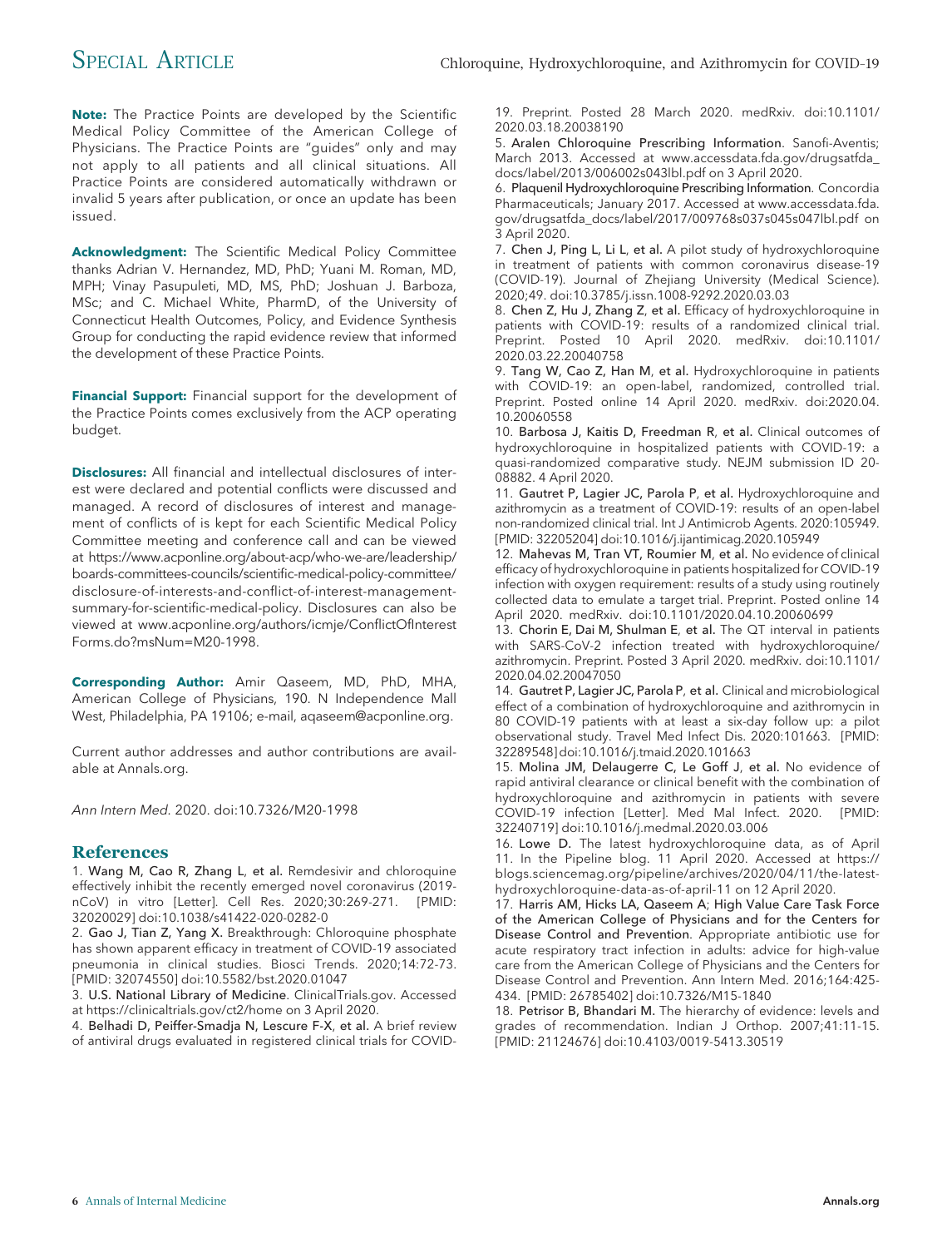**Note:** The Practice Points are developed by the Scientific Medical Policy Committee of the American College of Physicians. The Practice Points are "guides" only and may not apply to all patients and all clinical situations. All Practice Points are considered automatically withdrawn or invalid 5 years after publication, or once an update has been issued.

**Acknowledgment:** The Scientific Medical Policy Committee thanks Adrian V. Hernandez, MD, PhD; Yuani M. Roman, MD, MPH; Vinay Pasupuleti, MD, MS, PhD; Joshuan J. Barboza, MSc; and C. Michael White, PharmD, of the University of Connecticut Health Outcomes, Policy, and Evidence Synthesis Group for conducting the rapid evidence review that informed the development of these Practice Points.

**Financial Support:** Financial support for the development of the Practice Points comes exclusively from the ACP operating budget.

**Disclosures:** All financial and intellectual disclosures of interest were declared and potential conflicts were discussed and managed. A record of disclosures of interest and management of conflicts of is kept for each Scientific Medical Policy Committee meeting and conference call and can be viewed at https://www.acponline.org/about-acp/who-we-are/leadership/boards-committees-councils/scientific-medical-policy-committee/disclosure-of-interests-and-conflict-of-interest-management-summary-for-scientific-medical-policy. Disclosures can also be viewed at www.acponline.org/authors/icmje/ConflictOfInterestForms.do?msNum=M20-1998.

**Corresponding Author:** Amir Qaseem, MD, PhD, MHA, American College of Physicians, 190. N Independence Mall West, Philadelphia, PA 19106; e-mail, aqaseem@acponline.org.

Current author addresses and author contributions are available at Annals.org.

*Ann Intern Med.* 2020. doi:10.7326/M20-1998

## References

1. Wang M, Cao R, Zhang L, et al. Remdesivir and chloroquine effectively inhibit the recently emerged novel coronavirus (2019-nCoV) in vitro [Letter]. Cell Res. 2020;30:269-271. [PMID: 32020029] doi:10.1038/s41422-020-0282-0
2. Gao J, Tian Z, Yang X. Breakthrough: Chloroquine phosphate has shown apparent efficacy in treatment of COVID-19 associated pneumonia in clinical studies. Biosci Trends. 2020;14:72-73. [PMID: 32074550] doi:10.5582/bst.2020.01047
3. U.S. National Library of Medicine. ClinicalTrials.gov. Accessed at https://clinicaltrials.gov/ct2/home on 3 April 2020.
4. Belhadi D, Peiffer-Smadja N, Lescure F-X, et al. A brief review of antiviral drugs evaluated in registered clinical trials for COVID-19. Preprint. Posted 28 March 2020. medRxiv. doi:10.1101/2020.03.18.20038190
5. Aralen Chloroquine Prescribing Information. Sanofi-Aventis; March 2013. Accessed at www.accessdata.fda.gov/drugsatfda_docs/label/2013/006002s043lbl.pdf on 3 April 2020.
6. Plaquenil Hydroxychloroquine Prescribing Information. Concordia Pharmaceuticals; January 2017. Accessed at www.accessdata.fda.gov/drugsatfda_docs/label/2017/009768s037s045s047lbl.pdf on 3 April 2020.
7. Chen J, Ping L, Li L, et al. A pilot study of hydroxychloroquine in treatment of patients with common coronavirus disease-19 (COVID-19). Journal of Zhejiang University (Medical Science). 2020;49. doi:10.3785/j.issn.1008-9292.2020.03.03
8. Chen Z, Hu J, Zhang Z, et al. Efficacy of hydroxychloroquine in patients with COVID-19: results of a randomized clinical trial. Preprint. Posted 10 April 2020. medRxiv. doi:10.1101/2020.03.22.20040758
9. Tang W, Cao Z, Han M, et al. Hydroxychloroquine in patients with COVID-19: an open-label, randomized, controlled trial. Preprint. Posted online 14 April 2020. medRxiv. doi:2020.04.10.20060558
10. Barbosa J, Kaitis D, Freedman R, et al. Clinical outcomes of hydroxychloroquine in hospitalized patients with COVID-19: a quasi-randomized comparative study. NEJM submission ID 20-08882. 4 April 2020.
11. Gautret P, Lagier JC, Parola P, et al. Hydroxychloroquine and azithromycin as a treatment of COVID-19: results of an open-label non-randomized clinical trial. Int J Antimicrob Agents. 2020:105949. [PMID: 32205204] doi:10.1016/j.ijantimicag.2020.105949
12. Mahevas M, Tran VT, Roumier M, et al. No evidence of clinical efficacy of hydroxychloroquine in patients hospitalized for COVID-19 infection with oxygen requirement: results of a study using routinely collected data to emulate a target trial. Preprint. Posted online 14 April 2020. medRxiv. doi:10.1101/2020.04.10.20060699
13. Chorin E, Dai M, Shulman E, et al. The QT interval in patients with SARS-CoV-2 infection treated with hydroxychloroquine/azithromycin. Preprint. Posted 3 April 2020. medRxiv. doi:10.1101/2020.04.02.20047050
14. Gautret P, Lagier JC, Parola P, et al. Clinical and microbiological effect of a combination of hydroxychloroquine and azithromycin in 80 COVID-19 patients with at least a six-day follow up: a pilot observational study. Travel Med Infect Dis. 2020:101663. [PMID: 32289548] doi:10.1016/j.tmaid.2020.101663
15. Molina JM, Delaugerre C, Le Goff J, et al. No evidence of rapid antiviral clearance or clinical benefit with the combination of hydroxychloroquine and azithromycin in patients with severe COVID-19 infection [Letter]. Med Mal Infect. 2020. [PMID: 32240719] doi:10.1016/j.medmal.2020.03.006
16. Lowe D. The latest hydroxychloroquine data, as of April 11. In the Pipeline blog. 11 April 2020. Accessed at https://blogs.sciencemag.org/pipeline/archives/2020/04/11/the-latest-hydroxychloroquine-data-as-of-april-11 on 12 April 2020.
17. Harris AM, Hicks LA, Qaseem A; High Value Care Task Force of the American College of Physicians and for the Centers for Disease Control and Prevention. Appropriate antibiotic use for acute respiratory tract infection in adults: advice for high-value care from the American College of Physicians and the Centers for Disease Control and Prevention. Ann Intern Med. 2016;164:425-434. [PMID: 26785402] doi:10.7326/M15-1840
18. Petrisor B, Bhandari M. The hierarchy of evidence: levels and grades of recommendation. Indian J Orthop. 2007;41:11-15. [PMID: 21124676] doi:10.4103/0019-5413.30519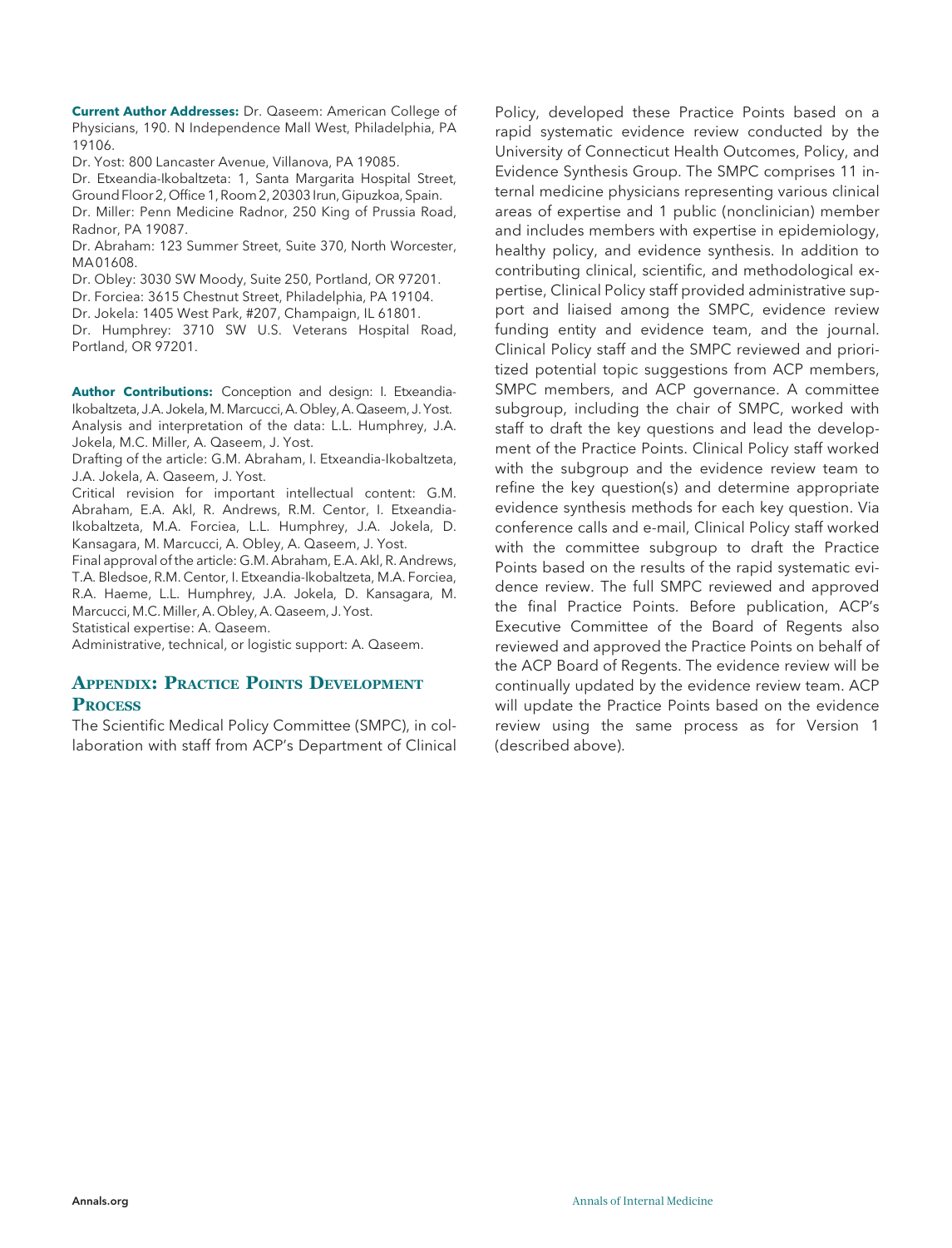**Current Author Addresses:** Dr. Qaseem: American College of Physicians, 190. N Independence Mall West, Philadelphia, PA 19106.

Dr. Yost: 800 Lancaster Avenue, Villanova, PA 19085.

Dr. Etxeandia-Ikobaltzeta: 1, Santa Margarita Hospital Street, Ground Floor 2, Office 1, Room 2, 20303 Irun, Gipuzkoa, Spain.

Dr. Miller: Penn Medicine Radnor, 250 King of Prussia Road, Radnor, PA 19087.

Dr. Abraham: 123 Summer Street, Suite 370, North Worcester, MA 01608.

Dr. Obley: 3030 SW Moody, Suite 250, Portland, OR 97201.

Dr. Forciea: 3615 Chestnut Street, Philadelphia, PA 19104.

Dr. Jokela: 1405 West Park, #207, Champaign, IL 61801.

Dr. Humphrey: 3710 SW U.S. Veterans Hospital Road, Portland, OR 97201.

**Author Contributions:** Conception and design: I. Etxeandia-Ikobaltzeta, J.A. Jokela, M. Marcucci, A. Obley, A. Qaseem, J. Yost.

Analysis and interpretation of the data: L.L. Humphrey, J.A. Jokela, M.C. Miller, A. Qaseem, J. Yost.

Drafting of the article: G.M. Abraham, I. Etxeandia-Ikobaltzeta, J.A. Jokela, A. Qaseem, J. Yost.

Critical revision for important intellectual content: G.M. Abraham, E.A. Akl, R. Andrews, R.M. Centor, I. Etxeandia-Ikobaltzeta, M.A. Forciea, L.L. Humphrey, J.A. Jokela, D. Kansagara, M. Marcucci, A. Obley, A. Qaseem, J. Yost.

Final approval of the article: G.M. Abraham, E.A. Akl, R. Andrews, T.A. Bledsoe, R.M. Centor, I. Etxeandia-Ikobaltzeta, M.A. Forciea, R.A. Haeme, L.L. Humphrey, J.A. Jokela, D. Kansagara, M. Marcucci, M.C. Miller, A. Obley, A. Qaseem, J. Yost.

Statistical expertise: A. Qaseem.

Administrative, technical, or logistic support: A. Qaseem.

## Appendix: Practice Points Development Process

The Scientific Medical Policy Committee (SMPC), in collaboration with staff from ACP's Department of Clinical Policy, developed these Practice Points based on a rapid systematic evidence review conducted by the University of Connecticut Health Outcomes, Policy, and Evidence Synthesis Group. The SMPC comprises 11 internal medicine physicians representing various clinical areas of expertise and 1 public (nonclinician) member and includes members with expertise in epidemiology, healthy policy, and evidence synthesis. In addition to contributing clinical, scientific, and methodological expertise, Clinical Policy staff provided administrative support and liaised among the SMPC, evidence review funding entity and evidence team, and the journal. Clinical Policy staff and the SMPC reviewed and prioritized potential topic suggestions from ACP members, SMPC members, and ACP governance. A committee subgroup, including the chair of SMPC, worked with staff to draft the key questions and lead the development of the Practice Points. Clinical Policy staff worked with the subgroup and the evidence review team to refine the key question(s) and determine appropriate evidence synthesis methods for each key question. Via conference calls and e-mail, Clinical Policy staff worked with the committee subgroup to draft the Practice Points based on the results of the rapid systematic evidence review. The full SMPC reviewed and approved the final Practice Points. Before publication, ACP's Executive Committee of the Board of Regents also reviewed and approved the Practice Points on behalf of the ACP Board of Regents. The evidence review will be continually updated by the evidence review team. ACP will update the Practice Points based on the evidence review using the same process as for Version 1 (described above).